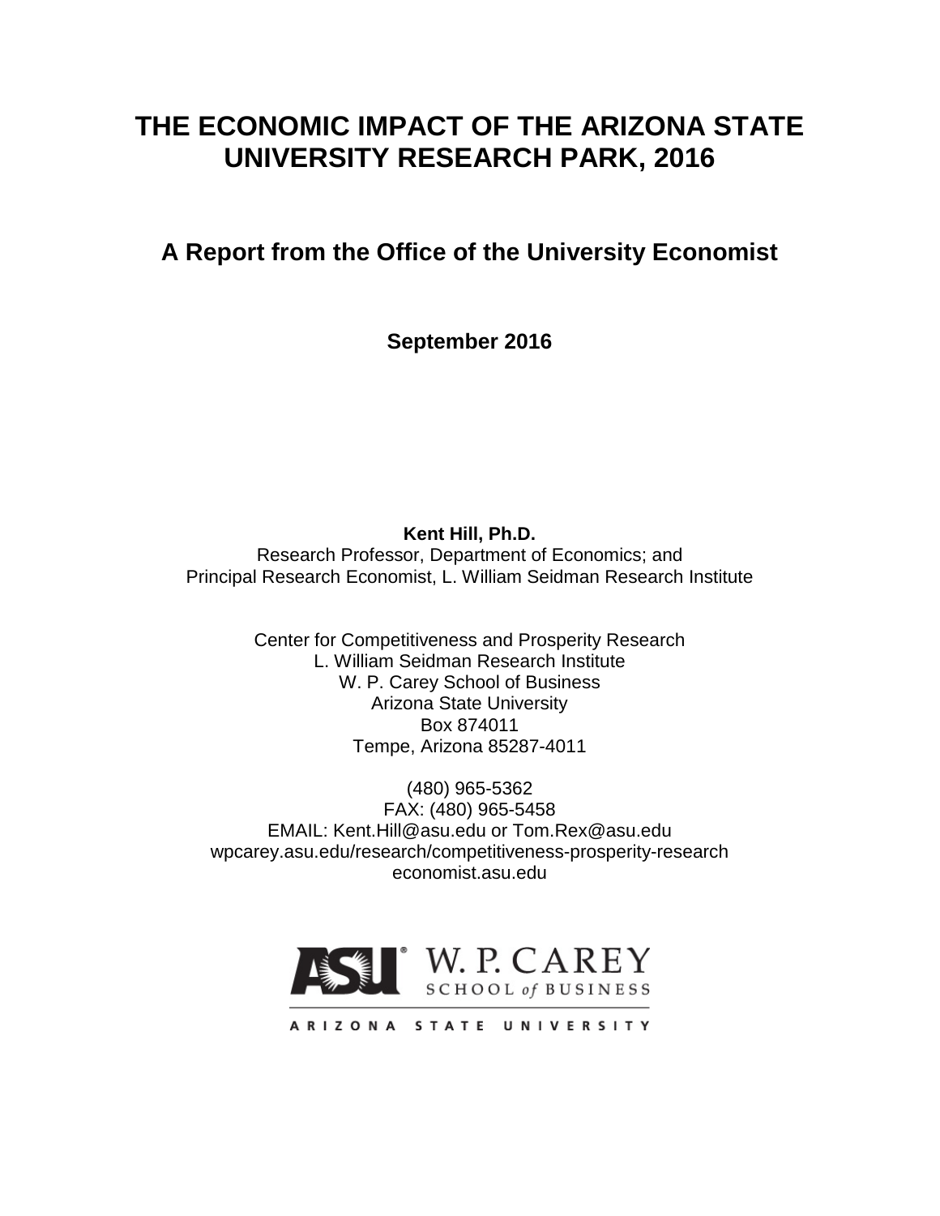# THE ECONOMIC IMPACT OF THE ARIZONA STATE UNIVERSITY RESEARCH PARK, 2016

## A Report from the Office of the University Economist

**September 2016**

**Kent Hill, Ph.D.**
Research Professor, Department of Economics; and
Principal Research Economist, L. William Seidman Research Institute

Center for Competitiveness and Prosperity Research
L. William Seidman Research Institute
W. P. Carey School of Business
Arizona State University
Box 874011
Tempe, Arizona 85287-4011

(480) 965-5362
FAX: (480) 965-5458
EMAIL: Kent.Hill@asu.edu or Tom.Rex@asu.edu
wpcarey.asu.edu/research/competitiveness-prosperity-research
economist.asu.edu

ASU W. P. CAREY SCHOOL of BUSINESS
ARIZONA STATE UNIVERSITY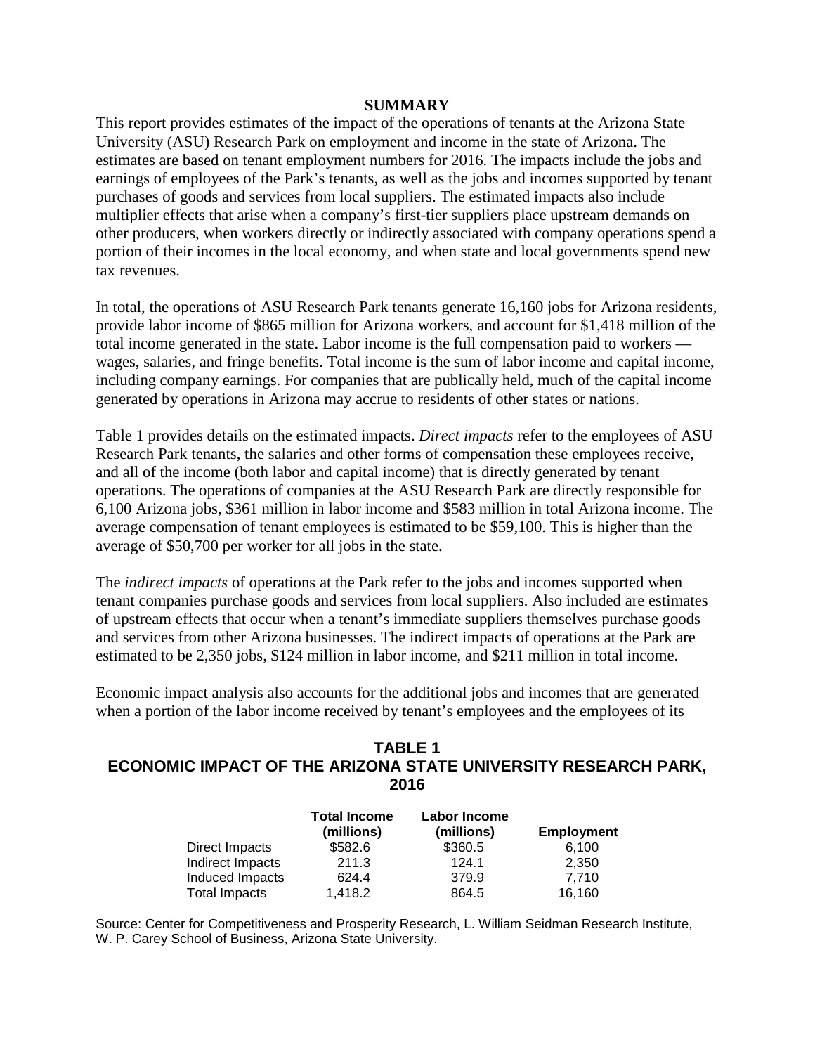## SUMMARY

This report provides estimates of the impact of the operations of tenants at the Arizona State University (ASU) Research Park on employment and income in the state of Arizona. The estimates are based on tenant employment numbers for 2016. The impacts include the jobs and earnings of employees of the Park's tenants, as well as the jobs and incomes supported by tenant purchases of goods and services from local suppliers. The estimated impacts also include multiplier effects that arise when a company's first-tier suppliers place upstream demands on other producers, when workers directly or indirectly associated with company operations spend a portion of their incomes in the local economy, and when state and local governments spend new tax revenues.

In total, the operations of ASU Research Park tenants generate 16,160 jobs for Arizona residents, provide labor income of $865 million for Arizona workers, and account for $1,418 million of the total income generated in the state. Labor income is the full compensation paid to workers — wages, salaries, and fringe benefits. Total income is the sum of labor income and capital income, including company earnings. For companies that are publically held, much of the capital income generated by operations in Arizona may accrue to residents of other states or nations.

Table 1 provides details on the estimated impacts. *Direct impacts* refer to the employees of ASU Research Park tenants, the salaries and other forms of compensation these employees receive, and all of the income (both labor and capital income) that is directly generated by tenant operations. The operations of companies at the ASU Research Park are directly responsible for 6,100 Arizona jobs, $361 million in labor income and $583 million in total Arizona income. The average compensation of tenant employees is estimated to be $59,100. This is higher than the average of $50,700 per worker for all jobs in the state.

The *indirect impacts* of operations at the Park refer to the jobs and incomes supported when tenant companies purchase goods and services from local suppliers. Also included are estimates of upstream effects that occur when a tenant's immediate suppliers themselves purchase goods and services from other Arizona businesses. The indirect impacts of operations at the Park are estimated to be 2,350 jobs, $124 million in labor income, and $211 million in total income.

Economic impact analysis also accounts for the additional jobs and incomes that are generated when a portion of the labor income received by tenant's employees and the employees of its

### TABLE 1
### ECONOMIC IMPACT OF THE ARIZONA STATE UNIVERSITY RESEARCH PARK, 2016

| | Total Income (millions) | Labor Income (millions) | Employment |
|---|---|---|---|
| Direct Impacts | $582.6 | $360.5 | 6,100 |
| Indirect Impacts | 211.3 | 124.1 | 2,350 |
| Induced Impacts | 624.4 | 379.9 | 7,710 |
| Total Impacts | 1,418.2 | 864.5 | 16,160 |

Source: Center for Competitiveness and Prosperity Research, L. William Seidman Research Institute, W. P. Carey School of Business, Arizona State University.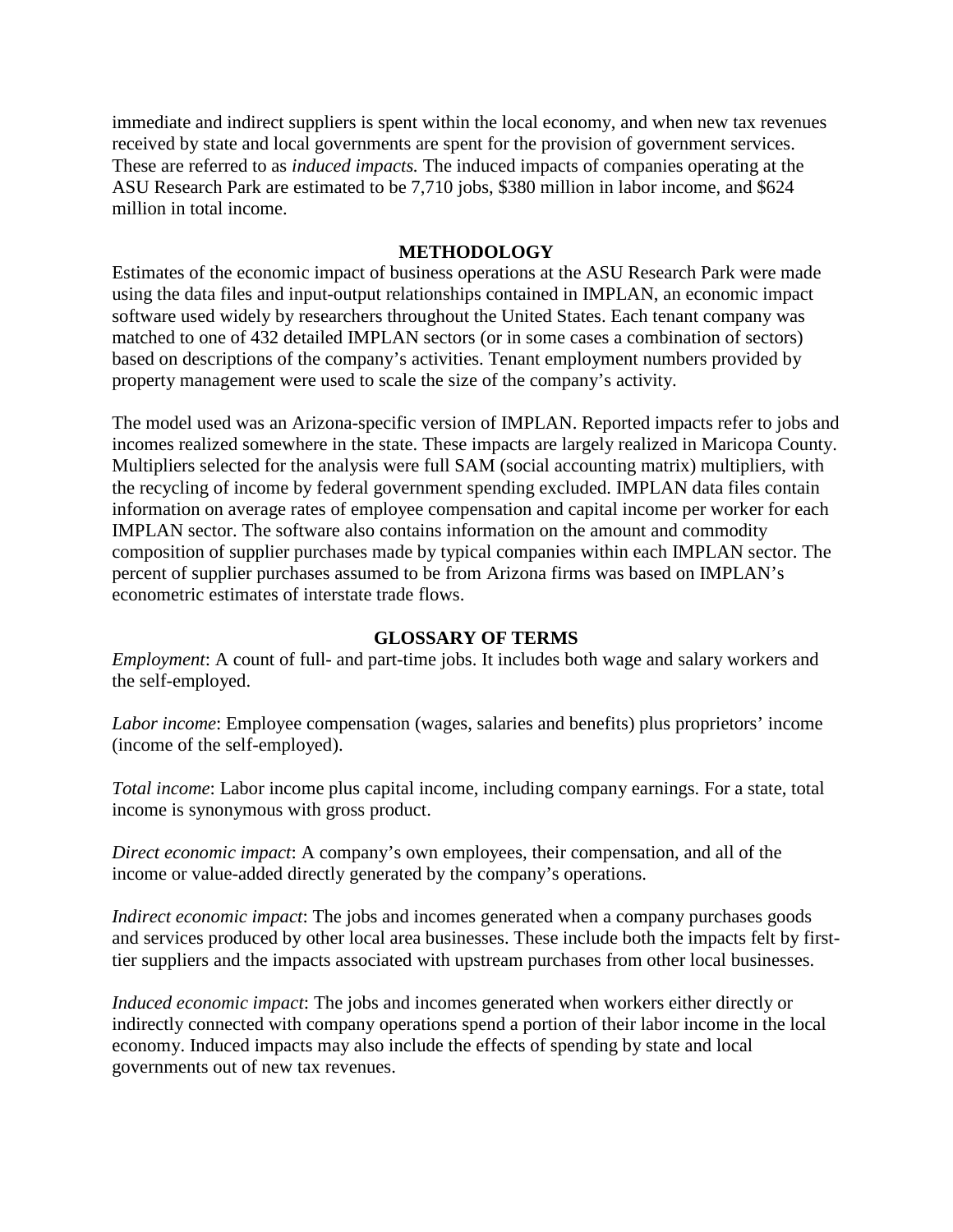immediate and indirect suppliers is spent within the local economy, and when new tax revenues received by state and local governments are spent for the provision of government services. These are referred to as *induced impacts.* The induced impacts of companies operating at the ASU Research Park are estimated to be 7,710 jobs, $380 million in labor income, and $624 million in total income.

## METHODOLOGY

Estimates of the economic impact of business operations at the ASU Research Park were made using the data files and input-output relationships contained in IMPLAN, an economic impact software used widely by researchers throughout the United States. Each tenant company was matched to one of 432 detailed IMPLAN sectors (or in some cases a combination of sectors) based on descriptions of the company's activities. Tenant employment numbers provided by property management were used to scale the size of the company's activity.

The model used was an Arizona-specific version of IMPLAN. Reported impacts refer to jobs and incomes realized somewhere in the state. These impacts are largely realized in Maricopa County. Multipliers selected for the analysis were full SAM (social accounting matrix) multipliers, with the recycling of income by federal government spending excluded. IMPLAN data files contain information on average rates of employee compensation and capital income per worker for each IMPLAN sector. The software also contains information on the amount and commodity composition of supplier purchases made by typical companies within each IMPLAN sector. The percent of supplier purchases assumed to be from Arizona firms was based on IMPLAN's econometric estimates of interstate trade flows.

## GLOSSARY OF TERMS

*Employment*: A count of full- and part-time jobs. It includes both wage and salary workers and the self-employed.

*Labor income*: Employee compensation (wages, salaries and benefits) plus proprietors' income (income of the self-employed).

*Total income*: Labor income plus capital income, including company earnings. For a state, total income is synonymous with gross product.

*Direct economic impact*: A company's own employees, their compensation, and all of the income or value-added directly generated by the company's operations.

*Indirect economic impact*: The jobs and incomes generated when a company purchases goods and services produced by other local area businesses. These include both the impacts felt by first-tier suppliers and the impacts associated with upstream purchases from other local businesses.

*Induced economic impact*: The jobs and incomes generated when workers either directly or indirectly connected with company operations spend a portion of their labor income in the local economy. Induced impacts may also include the effects of spending by state and local governments out of new tax revenues.